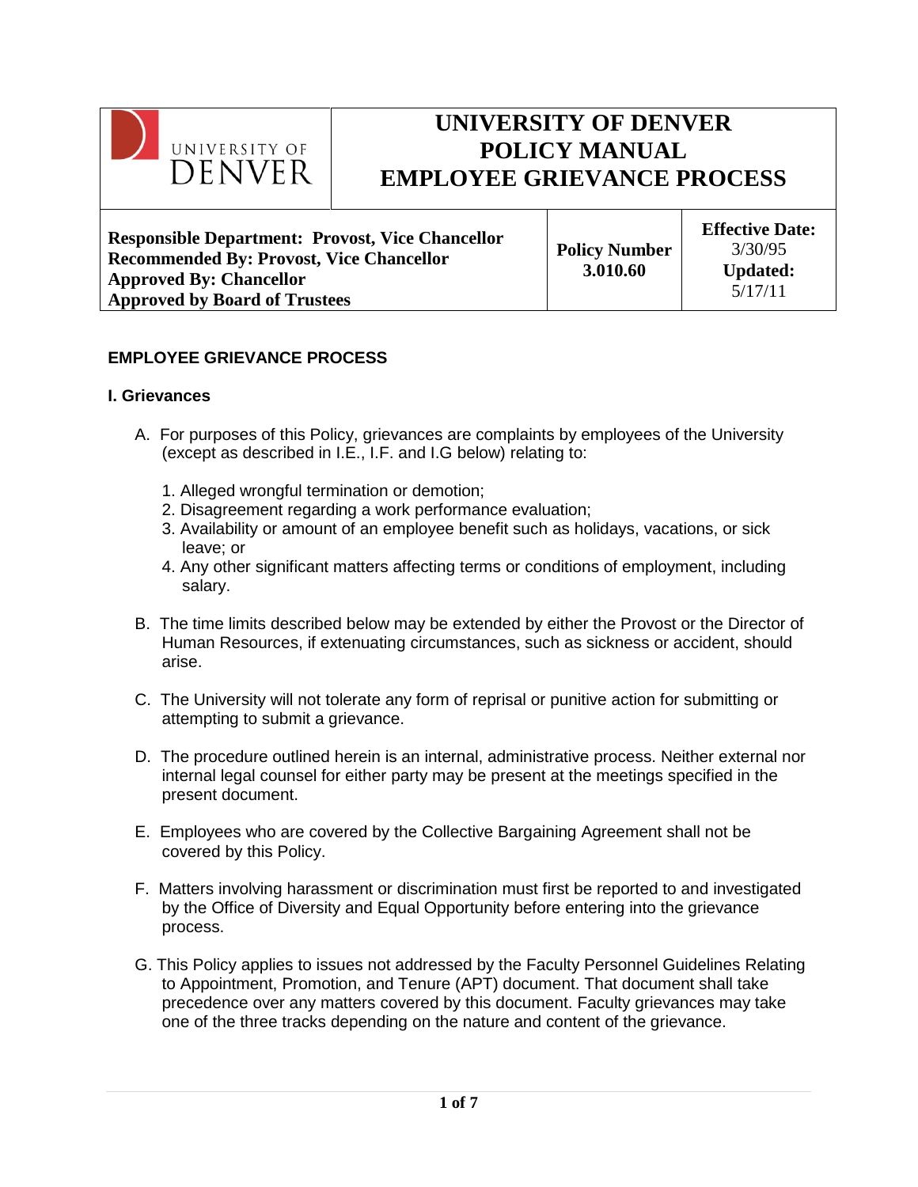| UNIVERSITY OF DENVER | UNIVERSITY OF DENVER<br>POLICY MANUAL<br>EMPLOYEE GRIEVANCE PROCESS | |
|---|---|---|
| **Responsible Department: Provost, Vice Chancellor**<br>**Recommended By: Provost, Vice Chancellor**<br>**Approved By: Chancellor**<br>**Approved by Board of Trustees** | **Policy Number**<br>**3.010.60** | **Effective Date:**<br>3/30/95<br>**Updated:**<br>5/17/11 |

# EMPLOYEE GRIEVANCE PROCESS

## I. Grievances

A. For purposes of this Policy, grievances are complaints by employees of the University (except as described in I.E., I.F. and I.G below) relating to:

1. Alleged wrongful termination or demotion;
2. Disagreement regarding a work performance evaluation;
3. Availability or amount of an employee benefit such as holidays, vacations, or sick leave; or
4. Any other significant matters affecting terms or conditions of employment, including salary.

B. The time limits described below may be extended by either the Provost or the Director of Human Resources, if extenuating circumstances, such as sickness or accident, should arise.

C. The University will not tolerate any form of reprisal or punitive action for submitting or attempting to submit a grievance.

D. The procedure outlined herein is an internal, administrative process. Neither external nor internal legal counsel for either party may be present at the meetings specified in the present document.

E. Employees who are covered by the Collective Bargaining Agreement shall not be covered by this Policy.

F. Matters involving harassment or discrimination must first be reported to and investigated by the Office of Diversity and Equal Opportunity before entering into the grievance process.

G. This Policy applies to issues not addressed by the Faculty Personnel Guidelines Relating to Appointment, Promotion, and Tenure (APT) document. That document shall take precedence over any matters covered by this document. Faculty grievances may take one of the three tracks depending on the nature and content of the grievance.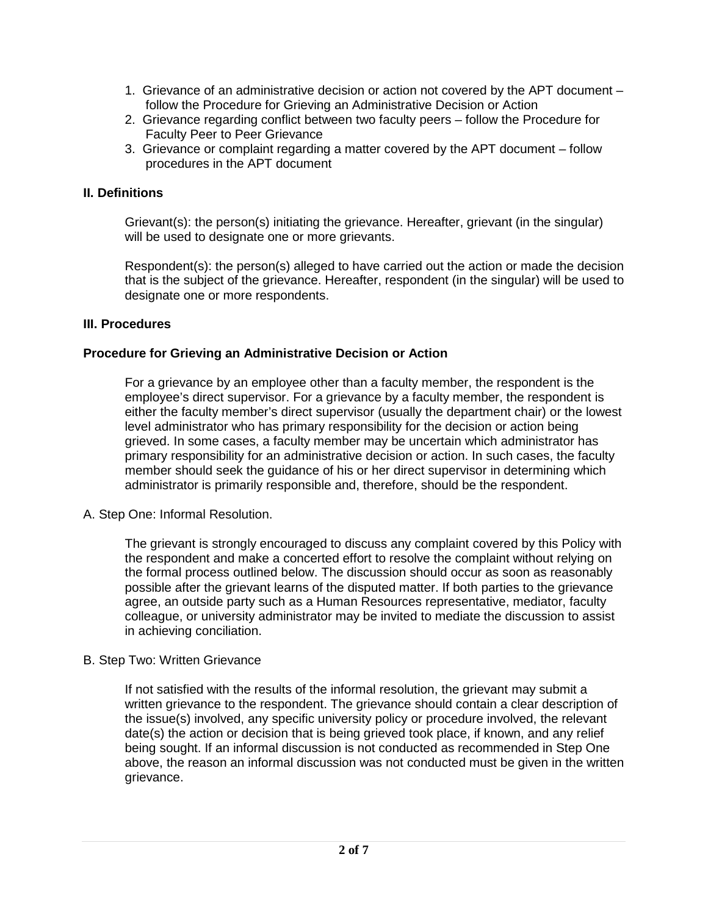1. Grievance of an administrative decision or action not covered by the APT document – follow the Procedure for Grieving an Administrative Decision or Action
2. Grievance regarding conflict between two faculty peers – follow the Procedure for Faculty Peer to Peer Grievance
3. Grievance or complaint regarding a matter covered by the APT document – follow procedures in the APT document

## II. Definitions

Grievant(s): the person(s) initiating the grievance. Hereafter, grievant (in the singular) will be used to designate one or more grievants.

Respondent(s): the person(s) alleged to have carried out the action or made the decision that is the subject of the grievance. Hereafter, respondent (in the singular) will be used to designate one or more respondents.

## III. Procedures

### Procedure for Grieving an Administrative Decision or Action

For a grievance by an employee other than a faculty member, the respondent is the employee's direct supervisor. For a grievance by a faculty member, the respondent is either the faculty member's direct supervisor (usually the department chair) or the lowest level administrator who has primary responsibility for the decision or action being grieved. In some cases, a faculty member may be uncertain which administrator has primary responsibility for an administrative decision or action. In such cases, the faculty member should seek the guidance of his or her direct supervisor in determining which administrator is primarily responsible and, therefore, should be the respondent.

A. Step One: Informal Resolution.

The grievant is strongly encouraged to discuss any complaint covered by this Policy with the respondent and make a concerted effort to resolve the complaint without relying on the formal process outlined below. The discussion should occur as soon as reasonably possible after the grievant learns of the disputed matter. If both parties to the grievance agree, an outside party such as a Human Resources representative, mediator, faculty colleague, or university administrator may be invited to mediate the discussion to assist in achieving conciliation.

B. Step Two: Written Grievance

If not satisfied with the results of the informal resolution, the grievant may submit a written grievance to the respondent. The grievance should contain a clear description of the issue(s) involved, any specific university policy or procedure involved, the relevant date(s) the action or decision that is being grieved took place, if known, and any relief being sought. If an informal discussion is not conducted as recommended in Step One above, the reason an informal discussion was not conducted must be given in the written grievance.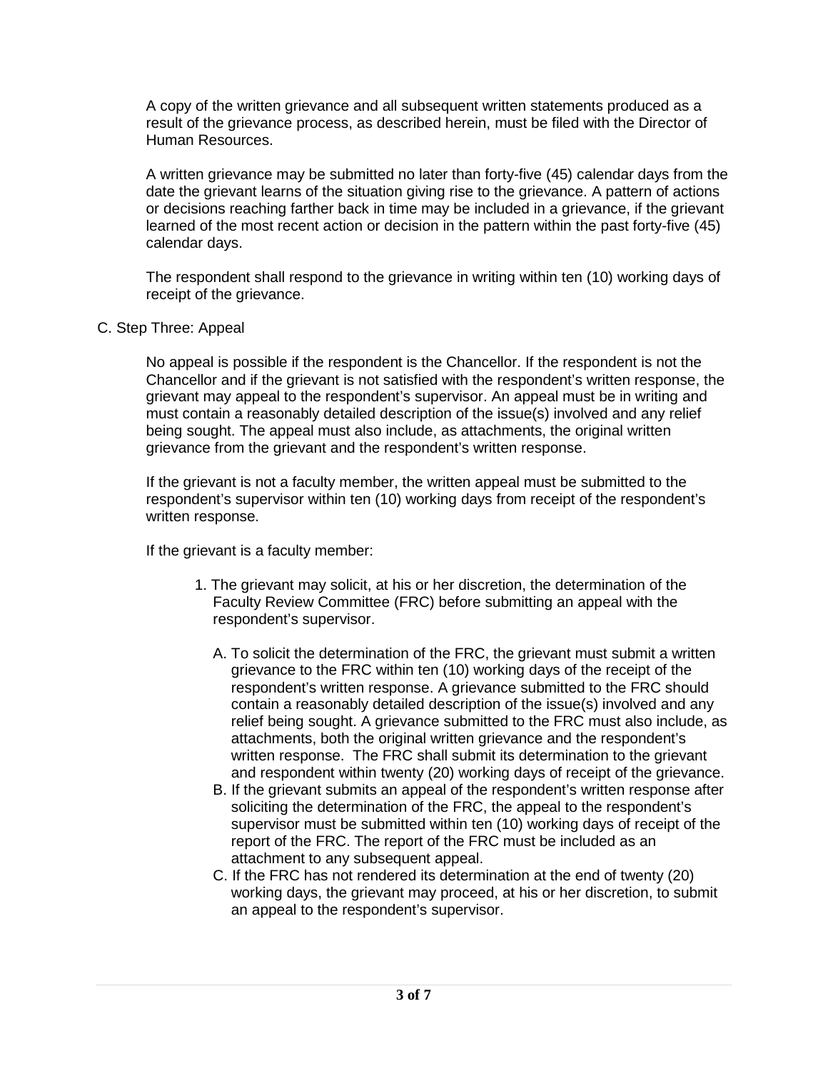A copy of the written grievance and all subsequent written statements produced as a result of the grievance process, as described herein, must be filed with the Director of Human Resources.

A written grievance may be submitted no later than forty-five (45) calendar days from the date the grievant learns of the situation giving rise to the grievance. A pattern of actions or decisions reaching farther back in time may be included in a grievance, if the grievant learned of the most recent action or decision in the pattern within the past forty-five (45) calendar days.

The respondent shall respond to the grievance in writing within ten (10) working days of receipt of the grievance.

C. Step Three: Appeal

No appeal is possible if the respondent is the Chancellor. If the respondent is not the Chancellor and if the grievant is not satisfied with the respondent's written response, the grievant may appeal to the respondent's supervisor. An appeal must be in writing and must contain a reasonably detailed description of the issue(s) involved and any relief being sought. The appeal must also include, as attachments, the original written grievance from the grievant and the respondent's written response.

If the grievant is not a faculty member, the written appeal must be submitted to the respondent's supervisor within ten (10) working days from receipt of the respondent's written response.

If the grievant is a faculty member:

1. The grievant may solicit, at his or her discretion, the determination of the Faculty Review Committee (FRC) before submitting an appeal with the respondent's supervisor.

   A. To solicit the determination of the FRC, the grievant must submit a written grievance to the FRC within ten (10) working days of the receipt of the respondent's written response. A grievance submitted to the FRC should contain a reasonably detailed description of the issue(s) involved and any relief being sought. A grievance submitted to the FRC must also include, as attachments, both the original written grievance and the respondent's written response. The FRC shall submit its determination to the grievant and respondent within twenty (20) working days of receipt of the grievance.
   B. If the grievant submits an appeal of the respondent's written response after soliciting the determination of the FRC, the appeal to the respondent's supervisor must be submitted within ten (10) working days of receipt of the report of the FRC. The report of the FRC must be included as an attachment to any subsequent appeal.
   C. If the FRC has not rendered its determination at the end of twenty (20) working days, the grievant may proceed, at his or her discretion, to submit an appeal to the respondent's supervisor.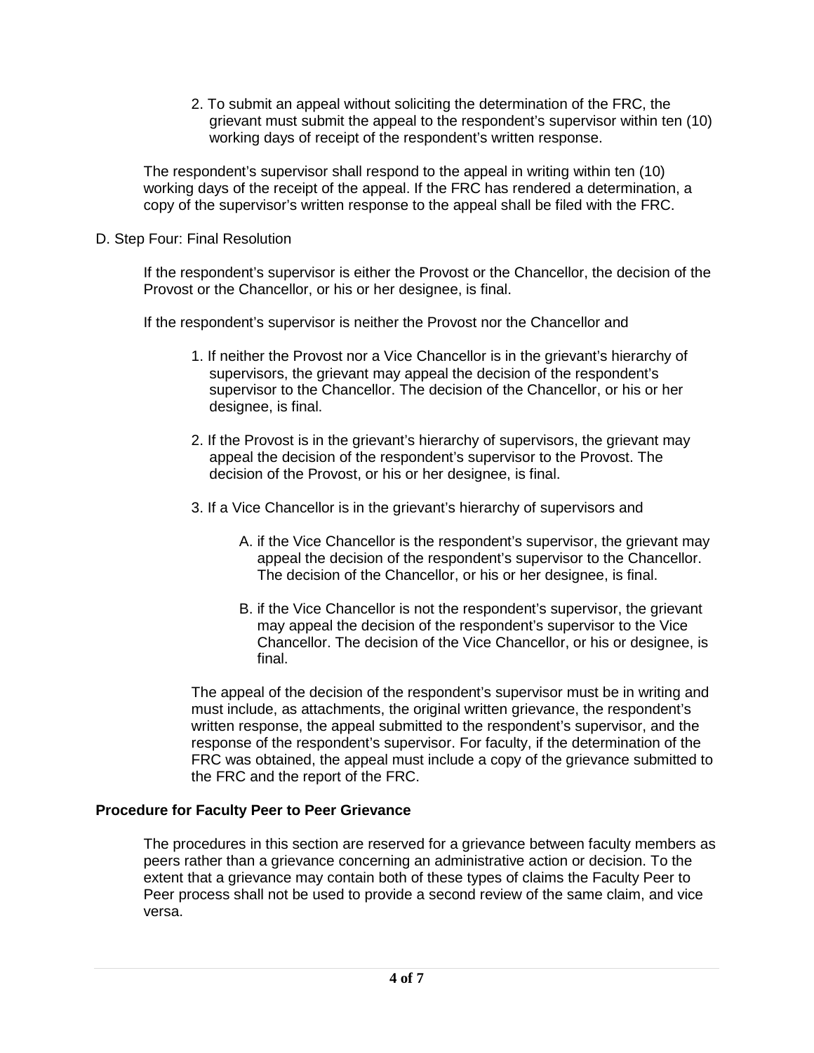2. To submit an appeal without soliciting the determination of the FRC, the grievant must submit the appeal to the respondent's supervisor within ten (10) working days of receipt of the respondent's written response.

The respondent's supervisor shall respond to the appeal in writing within ten (10) working days of the receipt of the appeal. If the FRC has rendered a determination, a copy of the supervisor's written response to the appeal shall be filed with the FRC.

D. Step Four: Final Resolution

If the respondent's supervisor is either the Provost or the Chancellor, the decision of the Provost or the Chancellor, or his or her designee, is final.

If the respondent's supervisor is neither the Provost nor the Chancellor and

1. If neither the Provost nor a Vice Chancellor is in the grievant's hierarchy of supervisors, the grievant may appeal the decision of the respondent's supervisor to the Chancellor. The decision of the Chancellor, or his or her designee, is final.

2. If the Provost is in the grievant's hierarchy of supervisors, the grievant may appeal the decision of the respondent's supervisor to the Provost. The decision of the Provost, or his or her designee, is final.

3. If a Vice Chancellor is in the grievant's hierarchy of supervisors and

   A. if the Vice Chancellor is the respondent's supervisor, the grievant may appeal the decision of the respondent's supervisor to the Chancellor. The decision of the Chancellor, or his or her designee, is final.

   B. if the Vice Chancellor is not the respondent's supervisor, the grievant may appeal the decision of the respondent's supervisor to the Vice Chancellor. The decision of the Vice Chancellor, or his or designee, is final.

The appeal of the decision of the respondent's supervisor must be in writing and must include, as attachments, the original written grievance, the respondent's written response, the appeal submitted to the respondent's supervisor, and the response of the respondent's supervisor. For faculty, if the determination of the FRC was obtained, the appeal must include a copy of the grievance submitted to the FRC and the report of the FRC.

**Procedure for Faculty Peer to Peer Grievance**

The procedures in this section are reserved for a grievance between faculty members as peers rather than a grievance concerning an administrative action or decision. To the extent that a grievance may contain both of these types of claims the Faculty Peer to Peer process shall not be used to provide a second review of the same claim, and vice versa.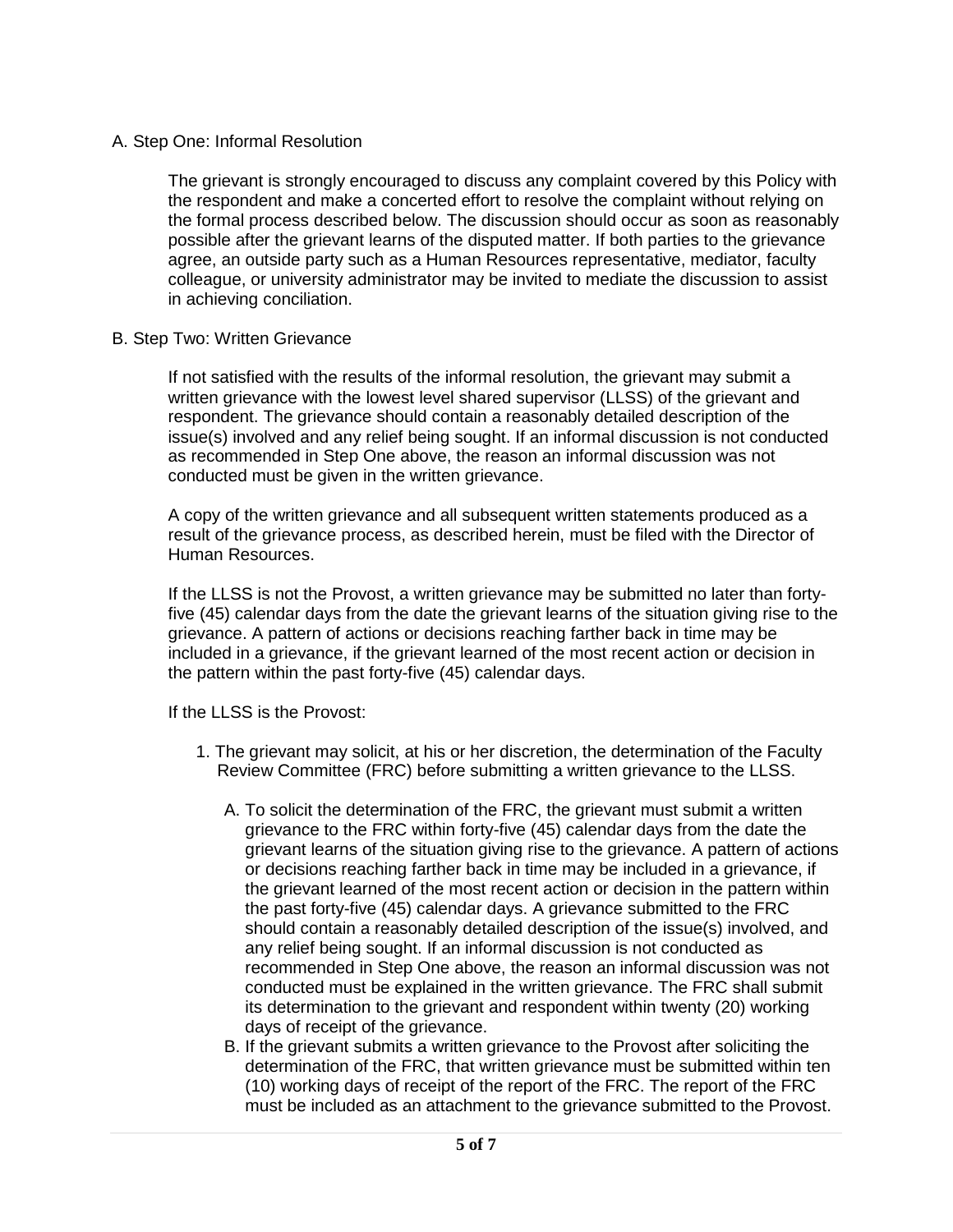A. Step One: Informal Resolution

The grievant is strongly encouraged to discuss any complaint covered by this Policy with the respondent and make a concerted effort to resolve the complaint without relying on the formal process described below. The discussion should occur as soon as reasonably possible after the grievant learns of the disputed matter. If both parties to the grievance agree, an outside party such as a Human Resources representative, mediator, faculty colleague, or university administrator may be invited to mediate the discussion to assist in achieving conciliation.

B. Step Two: Written Grievance

If not satisfied with the results of the informal resolution, the grievant may submit a written grievance with the lowest level shared supervisor (LLSS) of the grievant and respondent. The grievance should contain a reasonably detailed description of the issue(s) involved and any relief being sought. If an informal discussion is not conducted as recommended in Step One above, the reason an informal discussion was not conducted must be given in the written grievance.

A copy of the written grievance and all subsequent written statements produced as a result of the grievance process, as described herein, must be filed with the Director of Human Resources.

If the LLSS is not the Provost, a written grievance may be submitted no later than forty-five (45) calendar days from the date the grievant learns of the situation giving rise to the grievance. A pattern of actions or decisions reaching farther back in time may be included in a grievance, if the grievant learned of the most recent action or decision in the pattern within the past forty-five (45) calendar days.

If the LLSS is the Provost:

1. The grievant may solicit, at his or her discretion, the determination of the Faculty Review Committee (FRC) before submitting a written grievance to the LLSS.

   A. To solicit the determination of the FRC, the grievant must submit a written grievance to the FRC within forty-five (45) calendar days from the date the grievant learns of the situation giving rise to the grievance. A pattern of actions or decisions reaching farther back in time may be included in a grievance, if the grievant learned of the most recent action or decision in the pattern within the past forty-five (45) calendar days. A grievance submitted to the FRC should contain a reasonably detailed description of the issue(s) involved, and any relief being sought. If an informal discussion is not conducted as recommended in Step One above, the reason an informal discussion was not conducted must be explained in the written grievance. The FRC shall submit its determination to the grievant and respondent within twenty (20) working days of receipt of the grievance.
   B. If the grievant submits a written grievance to the Provost after soliciting the determination of the FRC, that written grievance must be submitted within ten (10) working days of receipt of the report of the FRC. The report of the FRC must be included as an attachment to the grievance submitted to the Provost.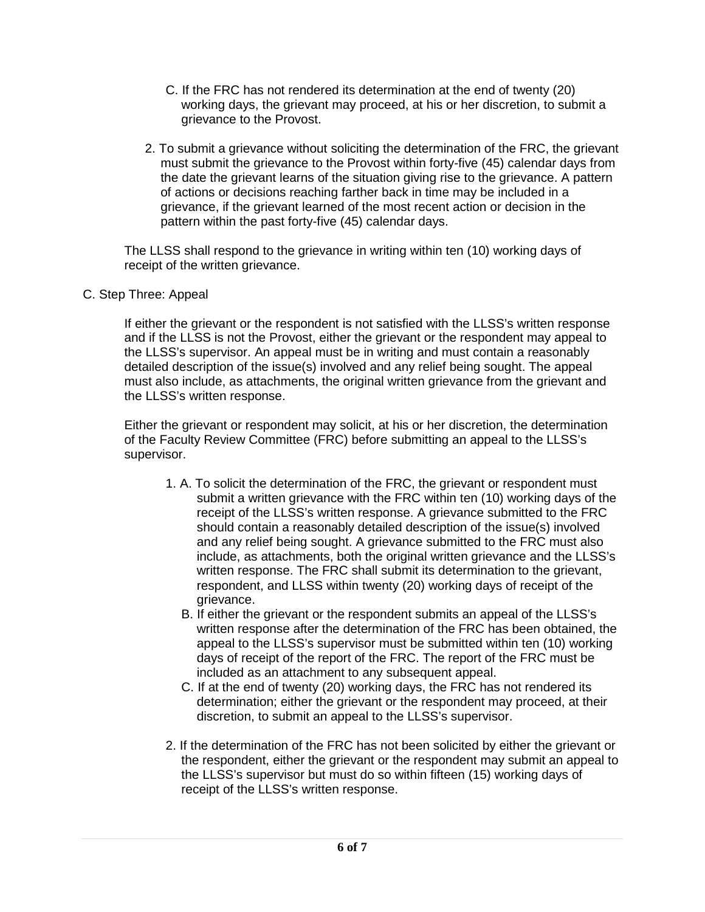C. If the FRC has not rendered its determination at the end of twenty (20) working days, the grievant may proceed, at his or her discretion, to submit a grievance to the Provost.

2. To submit a grievance without soliciting the determination of the FRC, the grievant must submit the grievance to the Provost within forty-five (45) calendar days from the date the grievant learns of the situation giving rise to the grievance. A pattern of actions or decisions reaching farther back in time may be included in a grievance, if the grievant learned of the most recent action or decision in the pattern within the past forty-five (45) calendar days.

The LLSS shall respond to the grievance in writing within ten (10) working days of receipt of the written grievance.

C. Step Three: Appeal

If either the grievant or the respondent is not satisfied with the LLSS's written response and if the LLSS is not the Provost, either the grievant or the respondent may appeal to the LLSS's supervisor. An appeal must be in writing and must contain a reasonably detailed description of the issue(s) involved and any relief being sought. The appeal must also include, as attachments, the original written grievance from the grievant and the LLSS's written response.

Either the grievant or respondent may solicit, at his or her discretion, the determination of the Faculty Review Committee (FRC) before submitting an appeal to the LLSS's supervisor.

1. A. To solicit the determination of the FRC, the grievant or respondent must submit a written grievance with the FRC within ten (10) working days of the receipt of the LLSS's written response. A grievance submitted to the FRC should contain a reasonably detailed description of the issue(s) involved and any relief being sought. A grievance submitted to the FRC must also include, as attachments, both the original written grievance and the LLSS's written response. The FRC shall submit its determination to the grievant, respondent, and LLSS within twenty (20) working days of receipt of the grievance.

   B. If either the grievant or the respondent submits an appeal of the LLSS's written response after the determination of the FRC has been obtained, the appeal to the LLSS's supervisor must be submitted within ten (10) working days of receipt of the report of the FRC. The report of the FRC must be included as an attachment to any subsequent appeal.

   C. If at the end of twenty (20) working days, the FRC has not rendered its determination; either the grievant or the respondent may proceed, at their discretion, to submit an appeal to the LLSS's supervisor.

2. If the determination of the FRC has not been solicited by either the grievant or the respondent, either the grievant or the respondent may submit an appeal to the LLSS's supervisor but must do so within fifteen (15) working days of receipt of the LLSS's written response.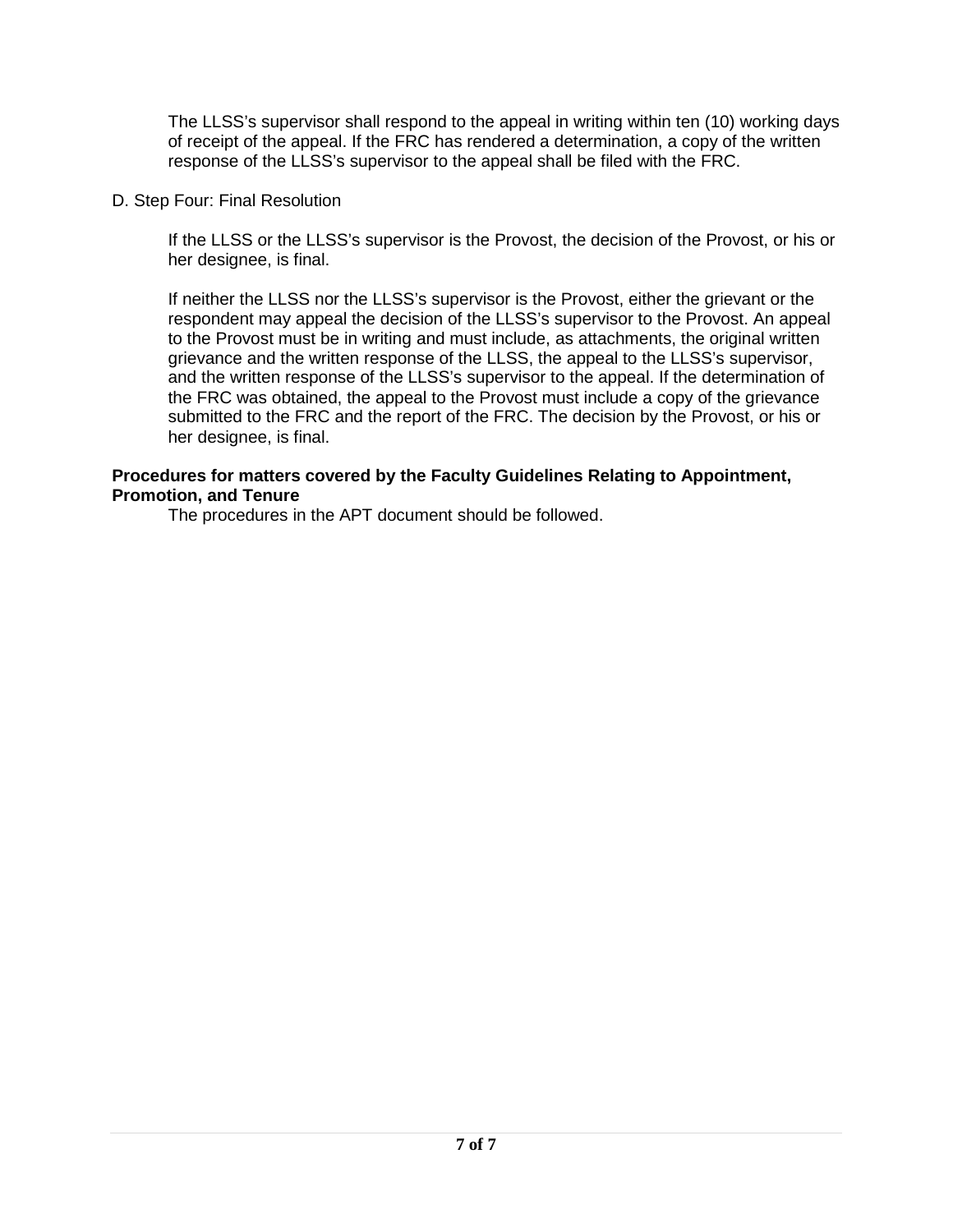The LLSS's supervisor shall respond to the appeal in writing within ten (10) working days of receipt of the appeal. If the FRC has rendered a determination, a copy of the written response of the LLSS's supervisor to the appeal shall be filed with the FRC.

D. Step Four: Final Resolution

If the LLSS or the LLSS's supervisor is the Provost, the decision of the Provost, or his or her designee, is final.

If neither the LLSS nor the LLSS's supervisor is the Provost, either the grievant or the respondent may appeal the decision of the LLSS's supervisor to the Provost. An appeal to the Provost must be in writing and must include, as attachments, the original written grievance and the written response of the LLSS, the appeal to the LLSS's supervisor, and the written response of the LLSS's supervisor to the appeal. If the determination of the FRC was obtained, the appeal to the Provost must include a copy of the grievance submitted to the FRC and the report of the FRC. The decision by the Provost, or his or her designee, is final.

**Procedures for matters covered by the Faculty Guidelines Relating to Appointment, Promotion, and Tenure**

The procedures in the APT document should be followed.